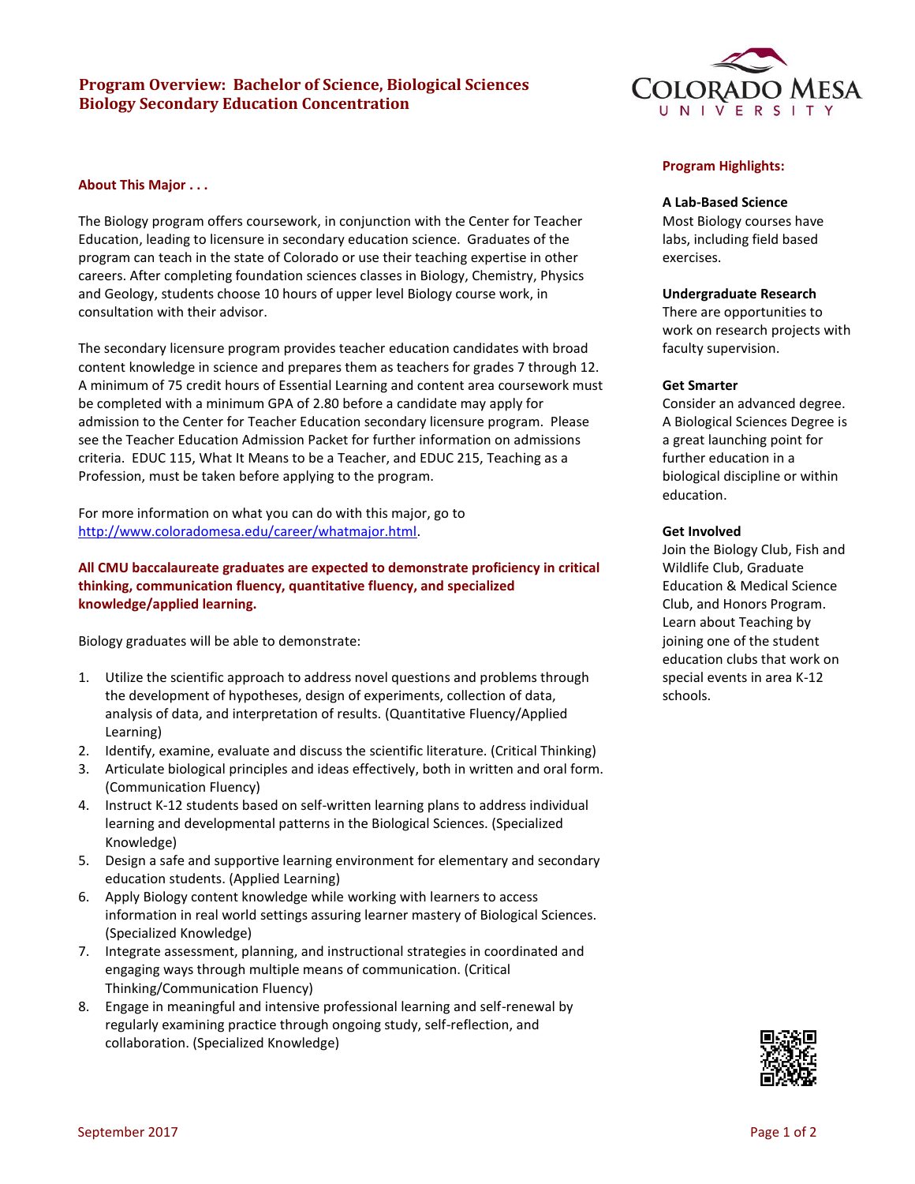# Program Overview: Bachelor of Science, Biological Sciences
## Biology Secondary Education Concentration

### About This Major . . .

The Biology program offers coursework, in conjunction with the Center for Teacher Education, leading to licensure in secondary education science. Graduates of the program can teach in the state of Colorado or use their teaching expertise in other careers. After completing foundation sciences classes in Biology, Chemistry, Physics and Geology, students choose 10 hours of upper level Biology course work, in consultation with their advisor.

The secondary licensure program provides teacher education candidates with broad content knowledge in science and prepares them as teachers for grades 7 through 12. A minimum of 75 credit hours of Essential Learning and content area coursework must be completed with a minimum GPA of 2.80 before a candidate may apply for admission to the Center for Teacher Education secondary licensure program. Please see the Teacher Education Admission Packet for further information on admissions criteria. EDUC 115, What It Means to be a Teacher, and EDUC 215, Teaching as a Profession, must be taken before applying to the program.

For more information on what you can do with this major, go to [http://www.coloradomesa.edu/career/whatmajor.html](http://www.coloradomesa.edu/career/whatmajor.html).

**All CMU baccalaureate graduates are expected to demonstrate proficiency in critical thinking, communication fluency, quantitative fluency, and specialized knowledge/applied learning.**

Biology graduates will be able to demonstrate:

1. Utilize the scientific approach to address novel questions and problems through the development of hypotheses, design of experiments, collection of data, analysis of data, and interpretation of results. (Quantitative Fluency/Applied Learning)
2. Identify, examine, evaluate and discuss the scientific literature. (Critical Thinking)
3. Articulate biological principles and ideas effectively, both in written and oral form. (Communication Fluency)
4. Instruct K-12 students based on self-written learning plans to address individual learning and developmental patterns in the Biological Sciences. (Specialized Knowledge)
5. Design a safe and supportive learning environment for elementary and secondary education students. (Applied Learning)
6. Apply Biology content knowledge while working with learners to access information in real world settings assuring learner mastery of Biological Sciences. (Specialized Knowledge)
7. Integrate assessment, planning, and instructional strategies in coordinated and engaging ways through multiple means of communication. (Critical Thinking/Communication Fluency)
8. Engage in meaningful and intensive professional learning and self-renewal by regularly examining practice through ongoing study, self-reflection, and collaboration. (Specialized Knowledge)

### Program Highlights:

**A Lab-Based Science**
Most Biology courses have labs, including field based exercises.

**Undergraduate Research**
There are opportunities to work on research projects with faculty supervision.

**Get Smarter**
Consider an advanced degree. A Biological Sciences Degree is a great launching point for further education in a biological discipline or within education.

**Get Involved**
Join the Biology Club, Fish and Wildlife Club, Graduate Education & Medical Science Club, and Honors Program. Learn about Teaching by joining one of the student education clubs that work on special events in area K-12 schools.

September 2017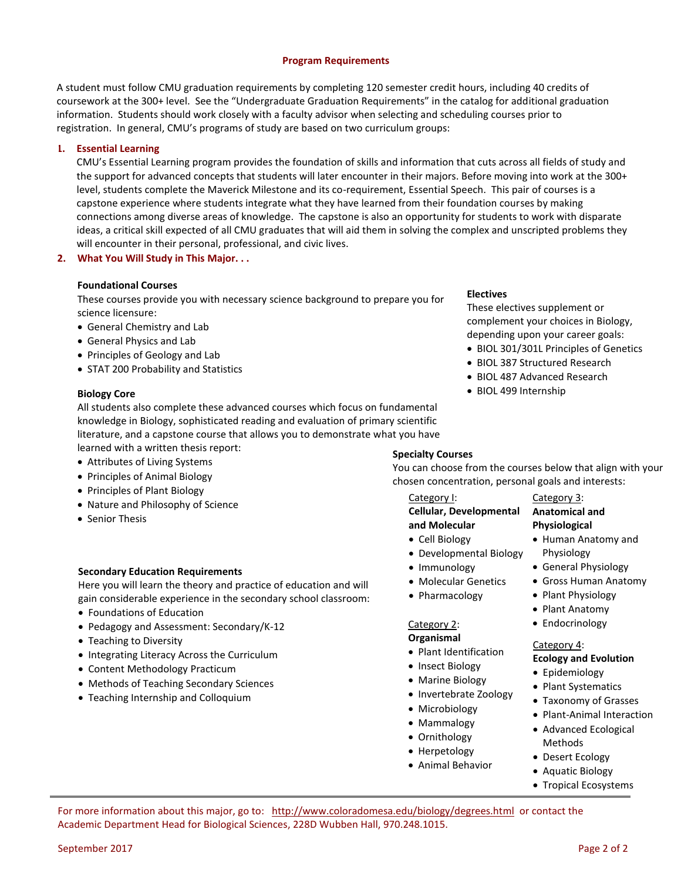## Program Requirements

A student must follow CMU graduation requirements by completing 120 semester credit hours, including 40 credits of coursework at the 300+ level. See the "Undergraduate Graduation Requirements" in the catalog for additional graduation information. Students should work closely with a faculty advisor when selecting and scheduling courses prior to registration. In general, CMU's programs of study are based on two curriculum groups:

### 1. Essential Learning

CMU's Essential Learning program provides the foundation of skills and information that cuts across all fields of study and the support for advanced concepts that students will later encounter in their majors. Before moving into work at the 300+ level, students complete the Maverick Milestone and its co-requirement, Essential Speech. This pair of courses is a capstone experience where students integrate what they have learned from their foundation courses by making connections among diverse areas of knowledge. The capstone is also an opportunity for students to work with disparate ideas, a critical skill expected of all CMU graduates that will aid them in solving the complex and unscripted problems they will encounter in their personal, professional, and civic lives.

### 2. What You Will Study in This Major. . .

**Foundational Courses**

These courses provide you with necessary science background to prepare you for science licensure:

- General Chemistry and Lab
- General Physics and Lab
- Principles of Geology and Lab
- STAT 200 Probability and Statistics

**Biology Core**

All students also complete these advanced courses which focus on fundamental knowledge in Biology, sophisticated reading and evaluation of primary scientific literature, and a capstone course that allows you to demonstrate what you have learned with a written thesis report:

- Attributes of Living Systems
- Principles of Animal Biology
- Principles of Plant Biology
- Nature and Philosophy of Science
- Senior Thesis

**Secondary Education Requirements**

Here you will learn the theory and practice of education and will gain considerable experience in the secondary school classroom:

- Foundations of Education
- Pedagogy and Assessment: Secondary/K-12
- Teaching to Diversity
- Integrating Literacy Across the Curriculum
- Content Methodology Practicum
- Methods of Teaching Secondary Sciences
- Teaching Internship and Colloquium

**Electives**

These electives supplement or complement your choices in Biology, depending upon your career goals:

- BIOL 301/301L Principles of Genetics
- BIOL 387 Structured Research
- BIOL 487 Advanced Research
- BIOL 499 Internship

**Specialty Courses**

You can choose from the courses below that align with your chosen concentration, personal goals and interests:

Category I: **Cellular, Developmental and Molecular**

- Cell Biology
- Developmental Biology
- Immunology
- Molecular Genetics
- Pharmacology

Category 2: **Organismal**

- Plant Identification
- Insect Biology
- Marine Biology
- Invertebrate Zoology
- Microbiology
- Mammalogy
- Ornithology
- Herpetology
- Animal Behavior

Category 3: **Anatomical and Physiological**

- Human Anatomy and Physiology
- General Physiology
- Gross Human Anatomy
- Plant Physiology
- Plant Anatomy
- Endocrinology

Category 4: **Ecology and Evolution**

- Epidemiology
- Plant Systematics
- Taxonomy of Grasses
- Plant-Animal Interaction
- Advanced Ecological Methods
- Desert Ecology
- Aquatic Biology
- Tropical Ecosystems

---

For more information about this major, go to: http://www.coloradomesa.edu/biology/degrees.html or contact the Academic Department Head for Biological Sciences, 228D Wubben Hall, 970.248.1015.

September 2017